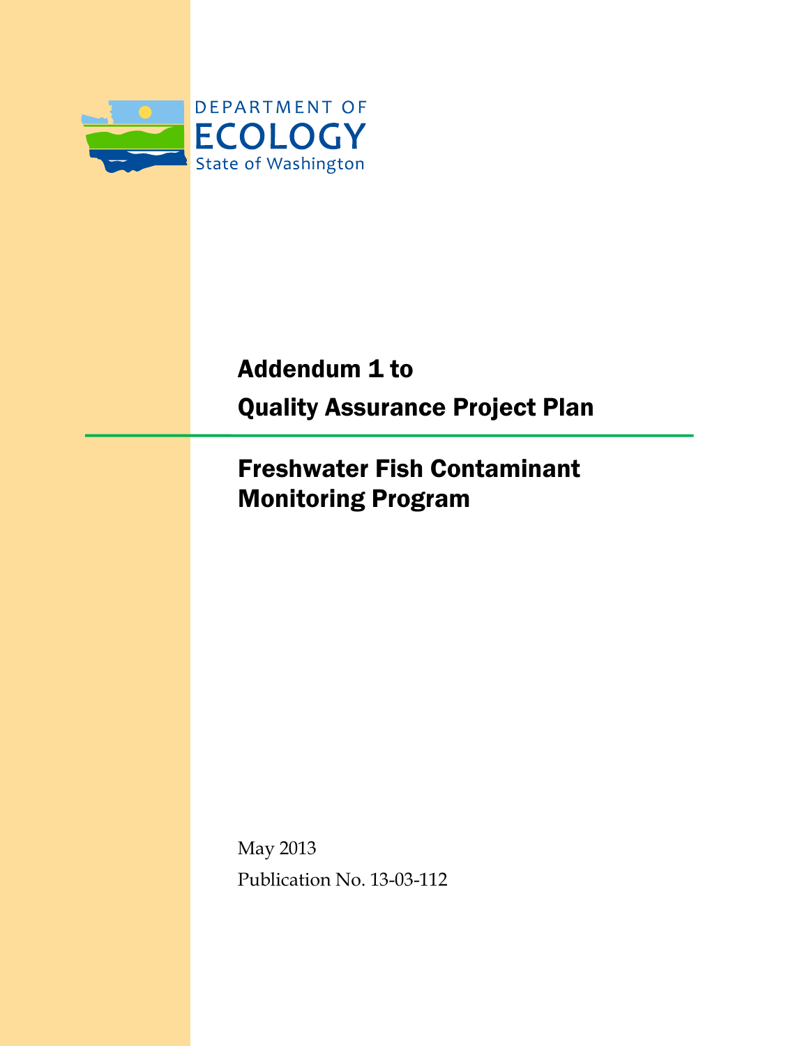DEPARTMENT OF
ECOLOGY
State of Washington

# Addendum 1 to Quality Assurance Project Plan

## Freshwater Fish Contaminant Monitoring Program

May 2013

Publication No. 13-03-112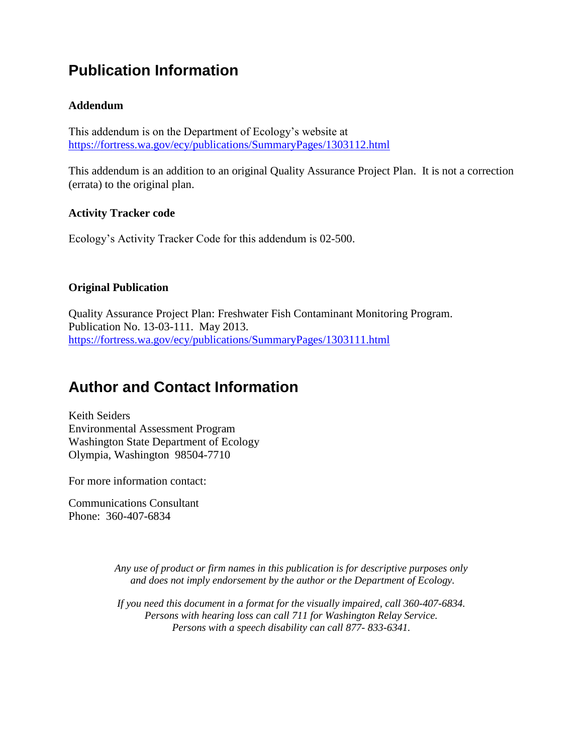# Publication Information

### Addendum

This addendum is on the Department of Ecology's website at
https://fortress.wa.gov/ecy/publications/SummaryPages/1303112.html

This addendum is an addition to an original Quality Assurance Project Plan. It is not a correction (errata) to the original plan.

### Activity Tracker code

Ecology's Activity Tracker Code for this addendum is 02-500.

### Original Publication

Quality Assurance Project Plan: Freshwater Fish Contaminant Monitoring Program.
Publication No. 13-03-111. May 2013.
https://fortress.wa.gov/ecy/publications/SummaryPages/1303111.html

# Author and Contact Information

Keith Seiders
Environmental Assessment Program
Washington State Department of Ecology
Olympia, Washington 98504-7710

For more information contact:

Communications Consultant
Phone: 360-407-6834

*Any use of product or firm names in this publication is for descriptive purposes only and does not imply endorsement by the author or the Department of Ecology.*

*If you need this document in a format for the visually impaired, call 360-407-6834.
Persons with hearing loss can call 711 for Washington Relay Service.
Persons with a speech disability can call 877- 833-6341.*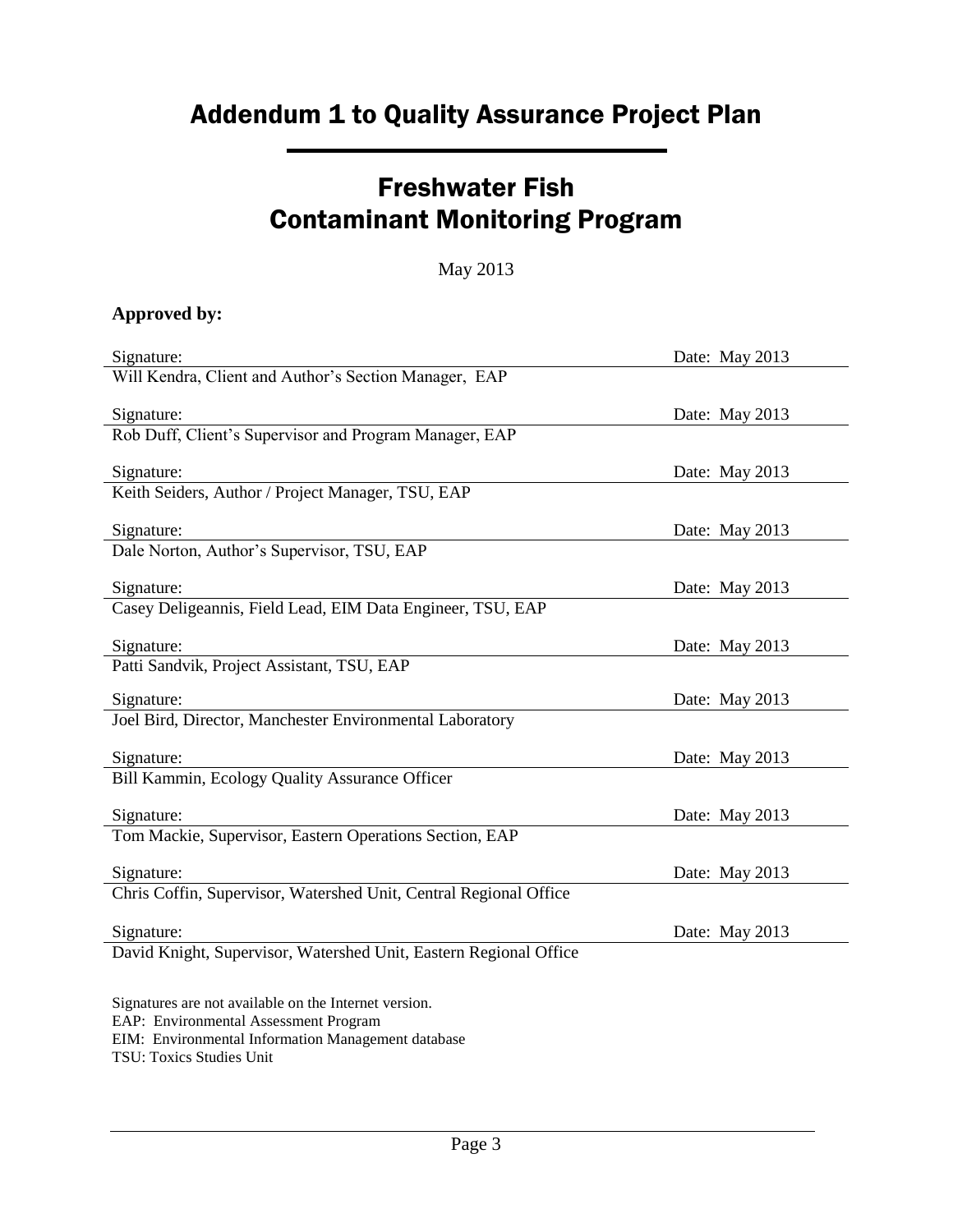# Addendum 1 to Quality Assurance Project Plan

## Freshwater Fish Contaminant Monitoring Program

May 2013

**Approved by:**

| Signature: | Date: May 2013 |
|---|---|
| Will Kendra, Client and Author's Section Manager, EAP | |
| Signature: | Date: May 2013 |
| Rob Duff, Client's Supervisor and Program Manager, EAP | |
| Signature: | Date: May 2013 |
| Keith Seiders, Author / Project Manager, TSU, EAP | |
| Signature: | Date: May 2013 |
| Dale Norton, Author's Supervisor, TSU, EAP | |
| Signature: | Date: May 2013 |
| Casey Deligeannis, Field Lead, EIM Data Engineer, TSU, EAP | |
| Signature: | Date: May 2013 |
| Patti Sandvik, Project Assistant, TSU, EAP | |
| Signature: | Date: May 2013 |
| Joel Bird, Director, Manchester Environmental Laboratory | |
| Signature: | Date: May 2013 |
| Bill Kammin, Ecology Quality Assurance Officer | |
| Signature: | Date: May 2013 |
| Tom Mackie, Supervisor, Eastern Operations Section, EAP | |
| Signature: | Date: May 2013 |
| Chris Coffin, Supervisor, Watershed Unit, Central Regional Office | |
| Signature: | Date: May 2013 |
| David Knight, Supervisor, Watershed Unit, Eastern Regional Office | |

Signatures are not available on the Internet version.
EAP: Environmental Assessment Program
EIM: Environmental Information Management database
TSU: Toxics Studies Unit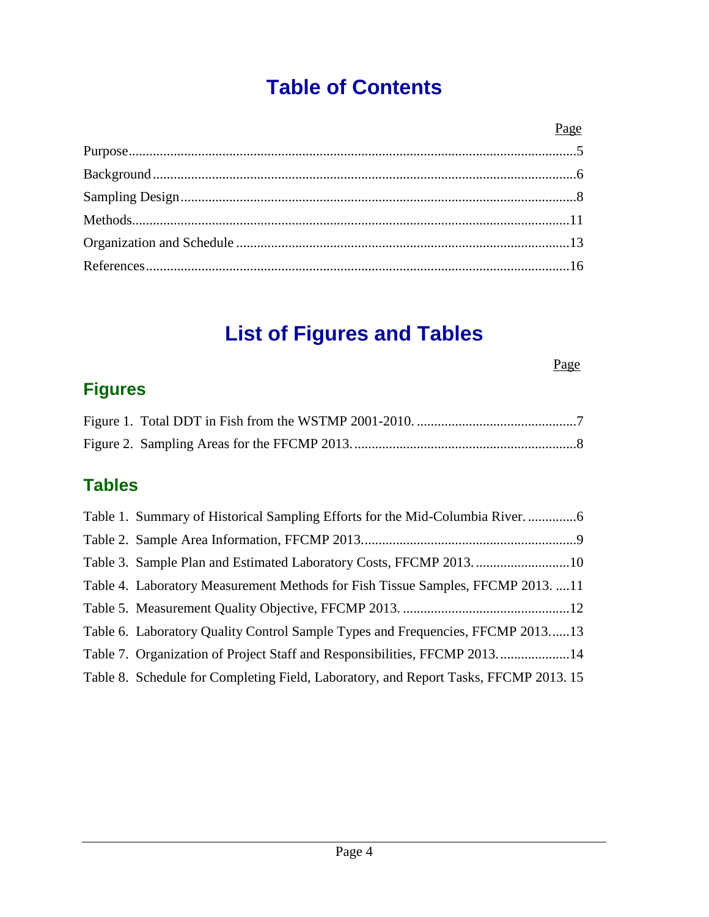# Table of Contents

| | Page |
|---|---|
| Purpose | 5 |
| Background | 6 |
| Sampling Design | 8 |
| Methods | 11 |
| Organization and Schedule | 13 |
| References | 16 |

# List of Figures and Tables

## Figures

| | Page |
|---|---|
| Figure 1. Total DDT in Fish from the WSTMP 2001-2010. | 7 |
| Figure 2. Sampling Areas for the FFCMP 2013. | 8 |

## Tables

| | Page |
|---|---|
| Table 1. Summary of Historical Sampling Efforts for the Mid-Columbia River. | 6 |
| Table 2. Sample Area Information, FFCMP 2013. | 9 |
| Table 3. Sample Plan and Estimated Laboratory Costs, FFCMP 2013. | 10 |
| Table 4. Laboratory Measurement Methods for Fish Tissue Samples, FFCMP 2013. | 11 |
| Table 5. Measurement Quality Objective, FFCMP 2013. | 12 |
| Table 6. Laboratory Quality Control Sample Types and Frequencies, FFCMP 2013. | 13 |
| Table 7. Organization of Project Staff and Responsibilities, FFCMP 2013. | 14 |
| Table 8. Schedule for Completing Field, Laboratory, and Report Tasks, FFCMP 2013. | 15 |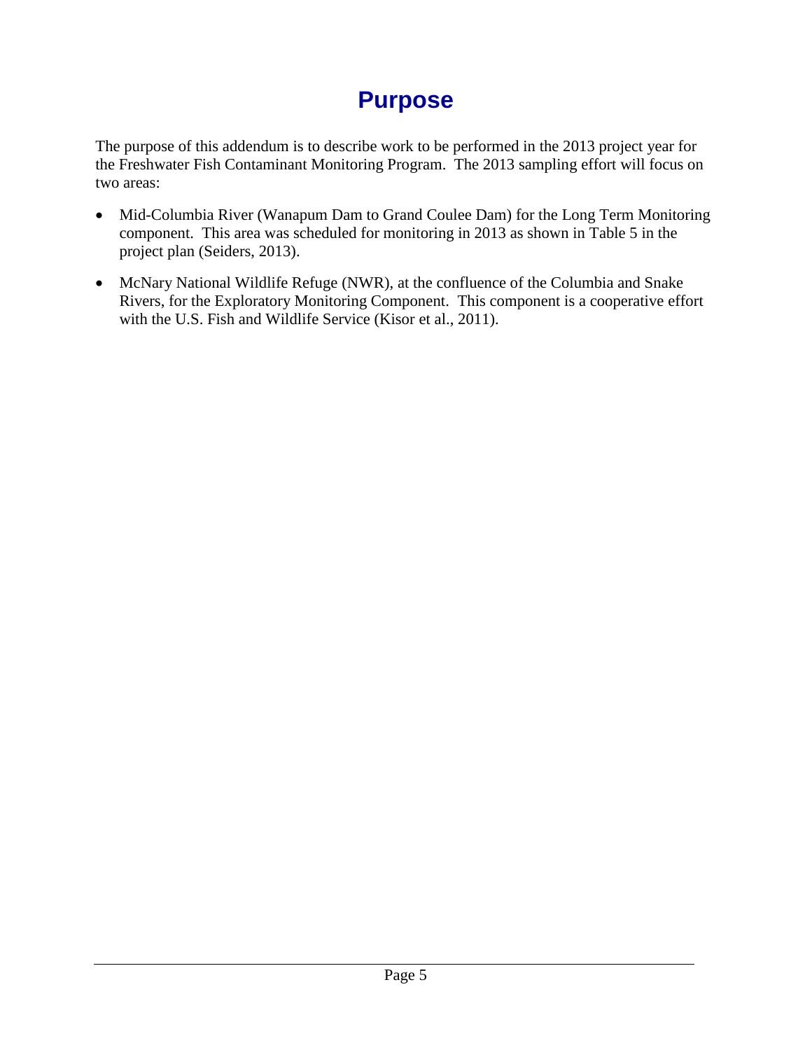# Purpose

The purpose of this addendum is to describe work to be performed in the 2013 project year for the Freshwater Fish Contaminant Monitoring Program. The 2013 sampling effort will focus on two areas:

- Mid-Columbia River (Wanapum Dam to Grand Coulee Dam) for the Long Term Monitoring component. This area was scheduled for monitoring in 2013 as shown in Table 5 in the project plan (Seiders, 2013).
- McNary National Wildlife Refuge (NWR), at the confluence of the Columbia and Snake Rivers, for the Exploratory Monitoring Component. This component is a cooperative effort with the U.S. Fish and Wildlife Service (Kisor et al., 2011).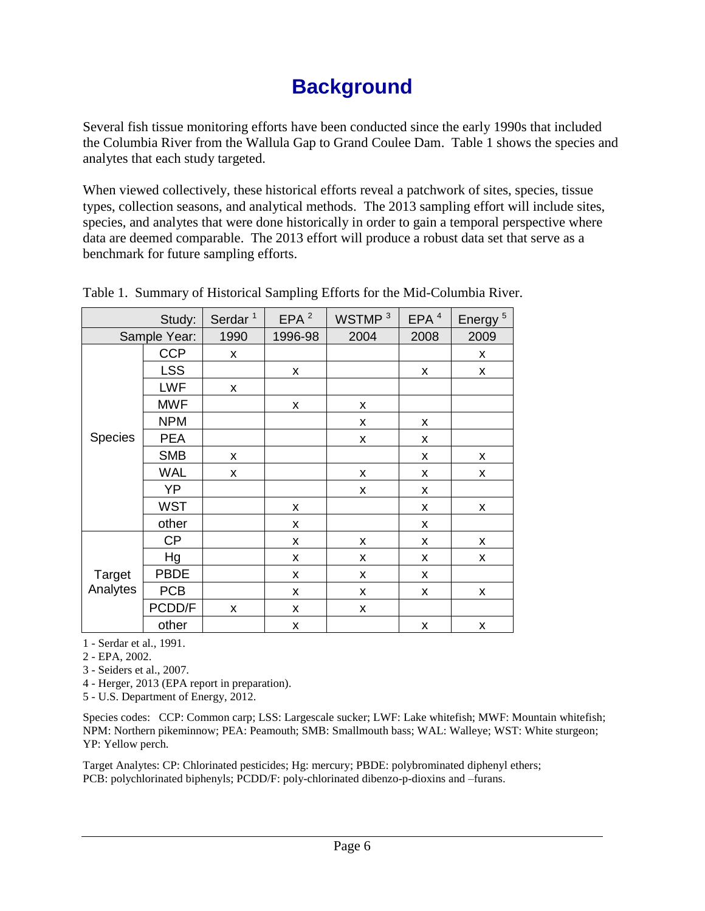# Background

Several fish tissue monitoring efforts have been conducted since the early 1990s that included the Columbia River from the Wallula Gap to Grand Coulee Dam. Table 1 shows the species and analytes that each study targeted.

When viewed collectively, these historical efforts reveal a patchwork of sites, species, tissue types, collection seasons, and analytical methods. The 2013 sampling effort will include sites, species, and analytes that were done historically in order to gain a temporal perspective where data are deemed comparable. The 2013 effort will produce a robust data set that serve as a benchmark for future sampling efforts.

Table 1. Summary of Historical Sampling Efforts for the Mid-Columbia River.

| | Study: | Serdar [1] | EPA [2] | WSTMP [3] | EPA [4] | Energy [5] |
|---|---|---|---|---|---|---|
| | Sample Year: | 1990 | 1996-98 | 2004 | 2008 | 2009 |
| Species | CCP | x | | | | x |
| | LSS | | x | | x | x |
| | LWF | x | | | | |
| | MWF | | x | x | | |
| | NPM | | | x | x | |
| | PEA | | | x | x | |
| | SMB | x | | | x | x |
| | WAL | x | | x | x | x |
| | YP | | | x | x | |
| | WST | | x | | x | x |
| | other | | x | | x | |
| Target Analytes | CP | | x | x | x | x |
| | Hg | | x | x | x | x |
| | PBDE | | x | x | x | |
| | PCB | | x | x | x | x |
| | PCDD/F | x | x | x | | |
| | other | | x | | x | x |

1 - Serdar et al., 1991.

2 - EPA, 2002.

3 - Seiders et al., 2007.

4 - Herger, 2013 (EPA report in preparation).

5 - U.S. Department of Energy, 2012.

Species codes: CCP: Common carp; LSS: Largescale sucker; LWF: Lake whitefish; MWF: Mountain whitefish; NPM: Northern pikeminnow; PEA: Peamouth; SMB: Smallmouth bass; WAL: Walleye; WST: White sturgeon; YP: Yellow perch.

Target Analytes: CP: Chlorinated pesticides; Hg: mercury; PBDE: polybrominated diphenyl ethers; PCB: polychlorinated biphenyls; PCDD/F: poly-chlorinated dibenzo-p-dioxins and –furans.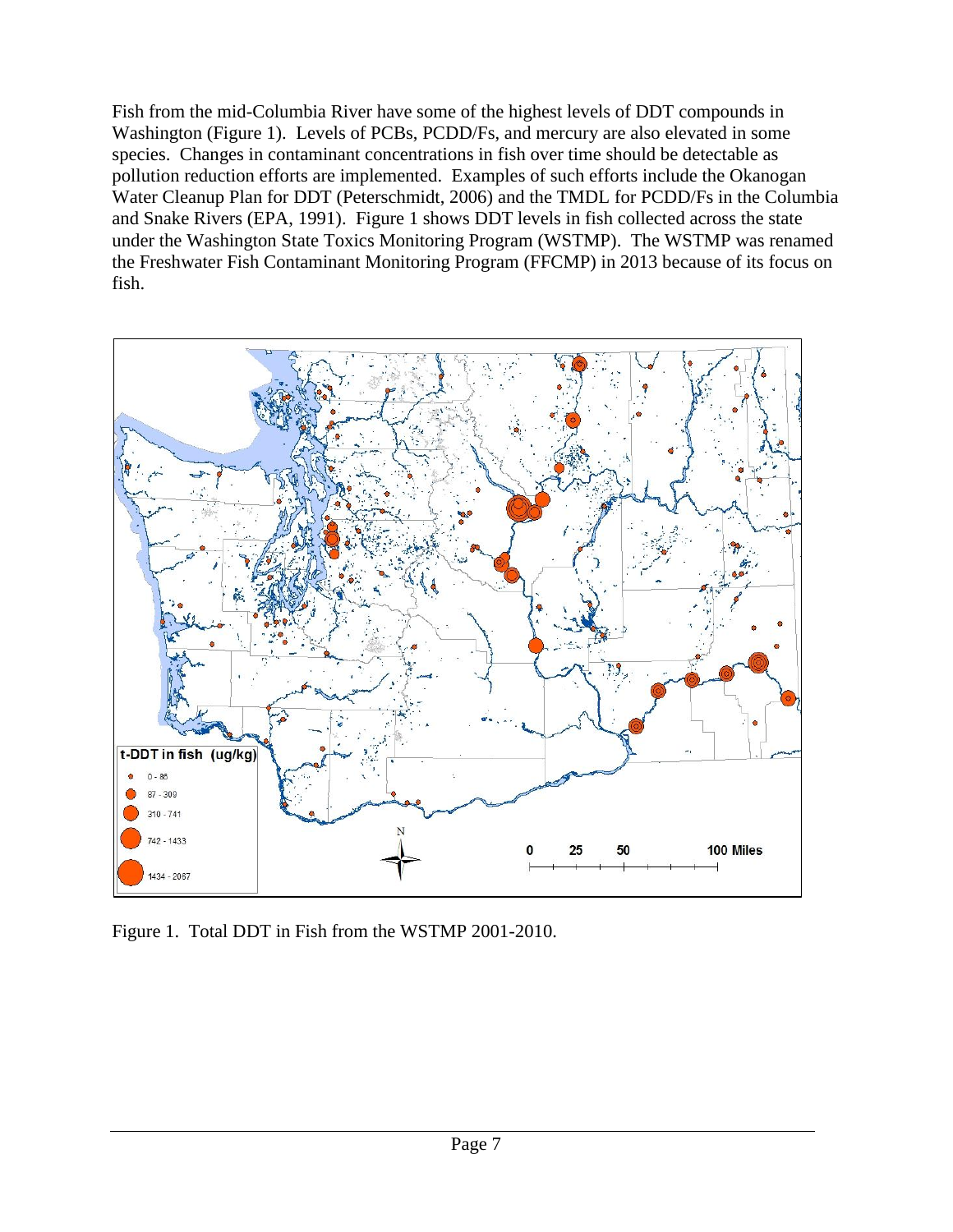Fish from the mid-Columbia River have some of the highest levels of DDT compounds in Washington (Figure 1). Levels of PCBs, PCDD/Fs, and mercury are also elevated in some species. Changes in contaminant concentrations in fish over time should be detectable as pollution reduction efforts are implemented. Examples of such efforts include the Okanogan Water Cleanup Plan for DDT (Peterschmidt, 2006) and the TMDL for PCDD/Fs in the Columbia and Snake Rivers (EPA, 1991). Figure 1 shows DDT levels in fish collected across the state under the Washington State Toxics Monitoring Program (WSTMP). The WSTMP was renamed the Freshwater Fish Contaminant Monitoring Program (FFCMP) in 2013 because of its focus on fish.

Figure 1. Total DDT in Fish from the WSTMP 2001-2010.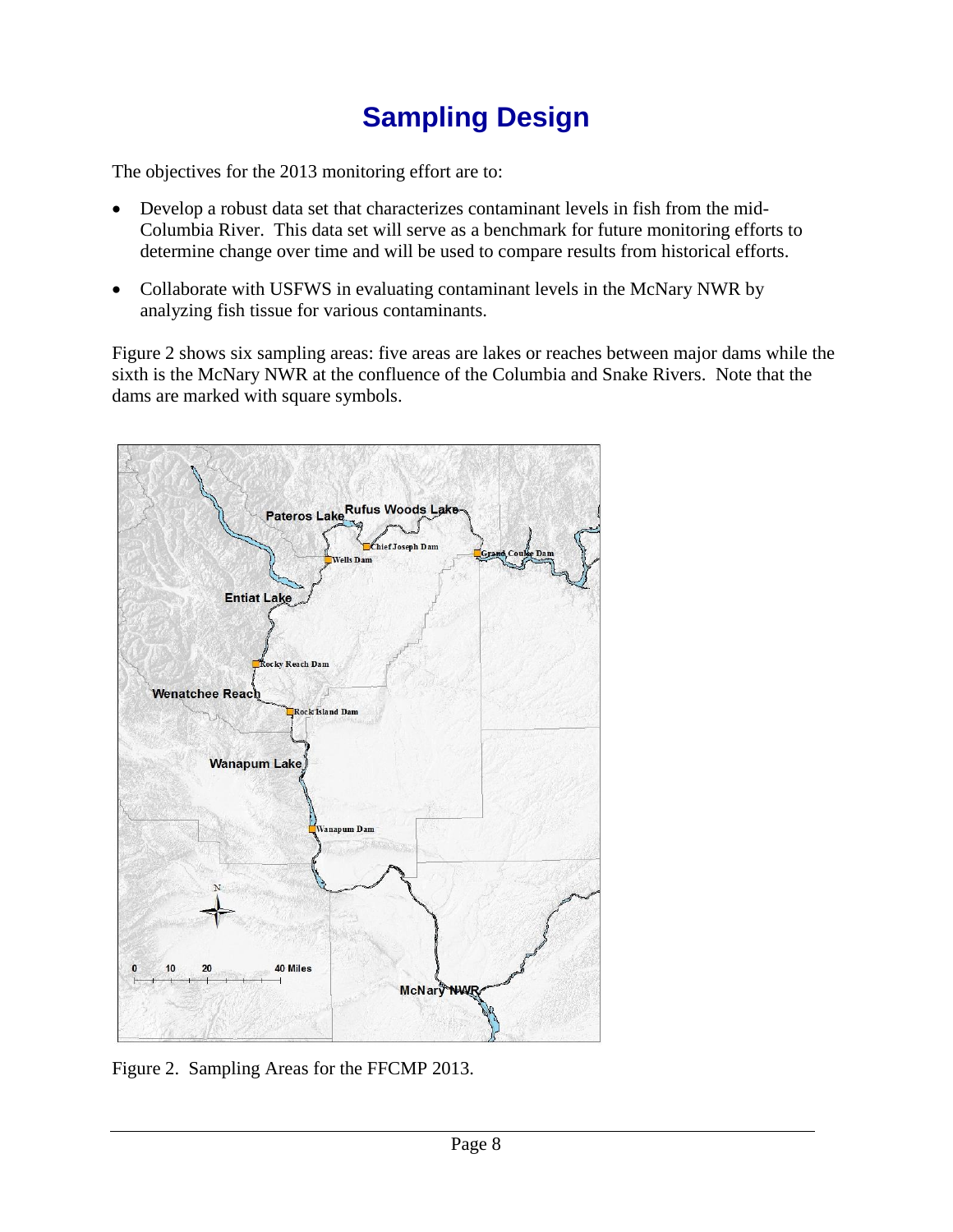# Sampling Design

The objectives for the 2013 monitoring effort are to:

- Develop a robust data set that characterizes contaminant levels in fish from the mid-Columbia River. This data set will serve as a benchmark for future monitoring efforts to determine change over time and will be used to compare results from historical efforts.
- Collaborate with USFWS in evaluating contaminant levels in the McNary NWR by analyzing fish tissue for various contaminants.

Figure 2 shows six sampling areas: five areas are lakes or reaches between major dams while the sixth is the McNary NWR at the confluence of the Columbia and Snake Rivers. Note that the dams are marked with square symbols.

Figure 2. Sampling Areas for the FFCMP 2013.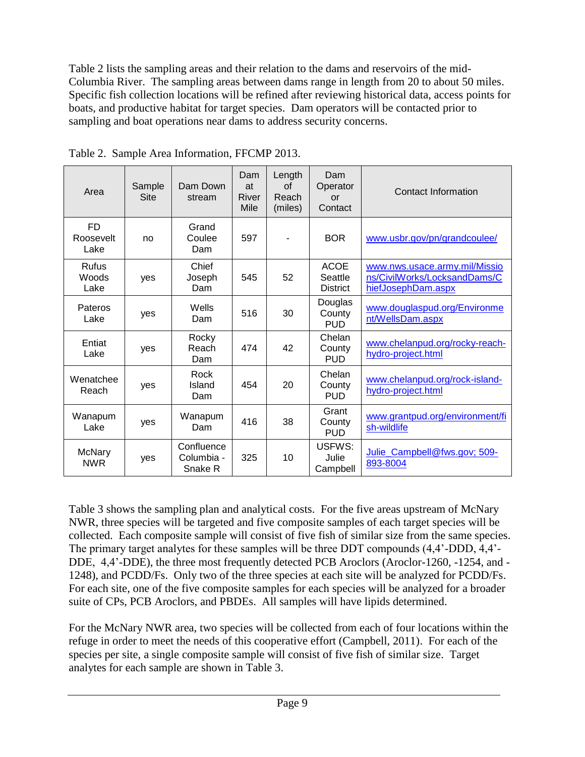Table 2 lists the sampling areas and their relation to the dams and reservoirs of the mid-Columbia River. The sampling areas between dams range in length from 20 to about 50 miles. Specific fish collection locations will be refined after reviewing historical data, access points for boats, and productive habitat for target species. Dam operators will be contacted prior to sampling and boat operations near dams to address security concerns.

Table 2. Sample Area Information, FFCMP 2013.

| Area | Sample Site | Dam Down stream | Dam at River Mile | Length of Reach (miles) | Dam Operator or Contact | Contact Information |
|---|---|---|---|---|---|---|
| FD Roosevelt Lake | no | Grand Coulee Dam | 597 | - | BOR | www.usbr.gov/pn/grandcoulee/ |
| Rufus Woods Lake | yes | Chief Joseph Dam | 545 | 52 | ACOE Seattle District | www.nws.usace.army.mil/Missions/CivilWorks/LocksandDams/ChiefJosephDam.aspx |
| Pateros Lake | yes | Wells Dam | 516 | 30 | Douglas County PUD | www.douglaspud.org/Environment/WellsDam.aspx |
| Entiat Lake | yes | Rocky Reach Dam | 474 | 42 | Chelan County PUD | www.chelanpud.org/rocky-reach-hydro-project.html |
| Wenatchee Reach | yes | Rock Island Dam | 454 | 20 | Chelan County PUD | www.chelanpud.org/rock-island-hydro-project.html |
| Wanapum Lake | yes | Wanapum Dam | 416 | 38 | Grant County PUD | www.grantpud.org/environment/fish-wildlife |
| McNary NWR | yes | Confluence Columbia - Snake R | 325 | 10 | USFWS: Julie Campbell | Julie_Campbell@fws.gov; 509-893-8004 |

Table 3 shows the sampling plan and analytical costs. For the five areas upstream of McNary NWR, three species will be targeted and five composite samples of each target species will be collected. Each composite sample will consist of five fish of similar size from the same species. The primary target analytes for these samples will be three DDT compounds (4,4'-DDD, 4,4'-DDE, 4,4'-DDE), the three most frequently detected PCB Aroclors (Aroclor-1260, -1254, and -1248), and PCDD/Fs. Only two of the three species at each site will be analyzed for PCDD/Fs. For each site, one of the five composite samples for each species will be analyzed for a broader suite of CPs, PCB Aroclors, and PBDEs. All samples will have lipids determined.

For the McNary NWR area, two species will be collected from each of four locations within the refuge in order to meet the needs of this cooperative effort (Campbell, 2011). For each of the species per site, a single composite sample will consist of five fish of similar size. Target analytes for each sample are shown in Table 3.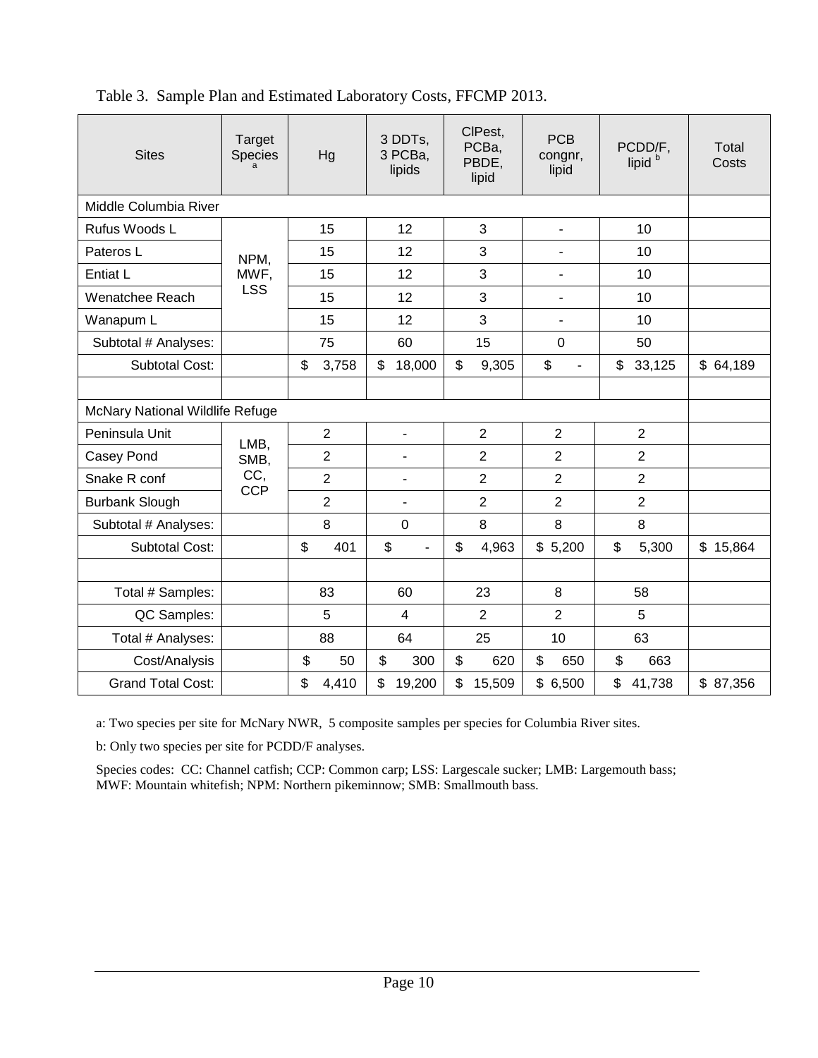Table 3. Sample Plan and Estimated Laboratory Costs, FFCMP 2013.

| Sites | Target Species [a] | Hg | 3 DDTs, 3 PCBa, lipids | ClPest, PCBa, PBDE, lipid | PCB congnr, lipid | PCDD/F, lipid [b] | Total Costs |
|---|---|---|---|---|---|---|---|
| Middle Columbia River | | | | | | | |
| Rufus Woods L | NPM, MWF, LSS | 15 | 12 | 3 | - | 10 | |
| Pateros L | | 15 | 12 | 3 | - | 10 | |
| Entiat L | | 15 | 12 | 3 | - | 10 | |
| Wenatchee Reach | | 15 | 12 | 3 | - | 10 | |
| Wanapum L | | 15 | 12 | 3 | - | 10 | |
| Subtotal # Analyses: | | 75 | 60 | 15 | 0 | 50 | |
| Subtotal Cost: | | $ 3,758 | $ 18,000 | $ 9,305 | $ - | $ 33,125 | $ 64,189 |
| | | | | | | | |
| McNary National Wildlife Refuge | | | | | | | |
| Peninsula Unit | LMB, SMB, CC, CCP | 2 | - | 2 | 2 | 2 | |
| Casey Pond | | 2 | - | 2 | 2 | 2 | |
| Snake R conf | | 2 | - | 2 | 2 | 2 | |
| Burbank Slough | | 2 | - | 2 | 2 | 2 | |
| Subtotal # Analyses: | | 8 | 0 | 8 | 8 | 8 | |
| Subtotal Cost: | | $ 401 | $ - | $ 4,963 | $ 5,200 | $ 5,300 | $ 15,864 |
| | | | | | | | |
| Total # Samples: | | 83 | 60 | 23 | 8 | 58 | |
| QC Samples: | | 5 | 4 | 2 | 2 | 5 | |
| Total # Analyses: | | 88 | 64 | 25 | 10 | 63 | |
| Cost/Analysis | | $ 50 | $ 300 | $ 620 | $ 650 | $ 663 | |
| Grand Total Cost: | | $ 4,410 | $ 19,200 | $ 15,509 | $ 6,500 | $ 41,738 | $ 87,356 |

a: Two species per site for McNary NWR, 5 composite samples per species for Columbia River sites.

b: Only two species per site for PCDD/F analyses.

Species codes: CC: Channel catfish; CCP: Common carp; LSS: Largescale sucker; LMB: Largemouth bass; MWF: Mountain whitefish; NPM: Northern pikeminnow; SMB: Smallmouth bass.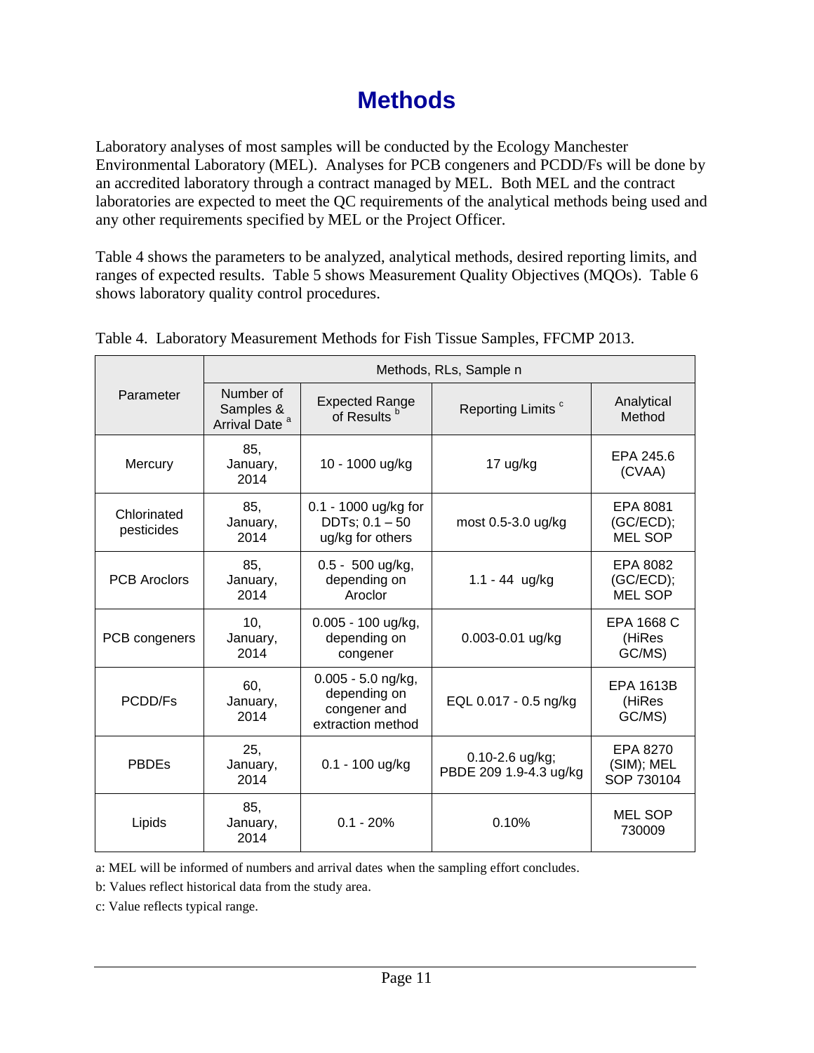# Methods

Laboratory analyses of most samples will be conducted by the Ecology Manchester Environmental Laboratory (MEL). Analyses for PCB congeners and PCDD/Fs will be done by an accredited laboratory through a contract managed by MEL. Both MEL and the contract laboratories are expected to meet the QC requirements of the analytical methods being used and any other requirements specified by MEL or the Project Officer.

Table 4 shows the parameters to be analyzed, analytical methods, desired reporting limits, and ranges of expected results. Table 5 shows Measurement Quality Objectives (MQOs). Table 6 shows laboratory quality control procedures.

Table 4. Laboratory Measurement Methods for Fish Tissue Samples, FFCMP 2013.

| Parameter | Methods, RLs, Sample n | | | |
|---|---|---|---|---|
| | Number of Samples & Arrival Date [a] | Expected Range of Results [b] | Reporting Limits [c] | Analytical Method |
| Mercury | 85, January, 2014 | 10 - 1000 ug/kg | 17 ug/kg | EPA 245.6 (CVAA) |
| Chlorinated pesticides | 85, January, 2014 | 0.1 - 1000 ug/kg for DDTs; 0.1 – 50 ug/kg for others | most 0.5-3.0 ug/kg | EPA 8081 (GC/ECD); MEL SOP |
| PCB Aroclors | 85, January, 2014 | 0.5 - 500 ug/kg, depending on Aroclor | 1.1 - 44 ug/kg | EPA 8082 (GC/ECD); MEL SOP |
| PCB congeners | 10, January, 2014 | 0.005 - 100 ug/kg, depending on congener | 0.003-0.01 ug/kg | EPA 1668 C (HiRes GC/MS) |
| PCDD/Fs | 60, January, 2014 | 0.005 - 5.0 ng/kg, depending on congener and extraction method | EQL 0.017 - 0.5 ng/kg | EPA 1613B (HiRes GC/MS) |
| PBDEs | 25, January, 2014 | 0.1 - 100 ug/kg | 0.10-2.6 ug/kg; PBDE 209 1.9-4.3 ug/kg | EPA 8270 (SIM); MEL SOP 730104 |
| Lipids | 85, January, 2014 | 0.1 - 20% | 0.10% | MEL SOP 730009 |

a: MEL will be informed of numbers and arrival dates when the sampling effort concludes.

b: Values reflect historical data from the study area.

c: Value reflects typical range.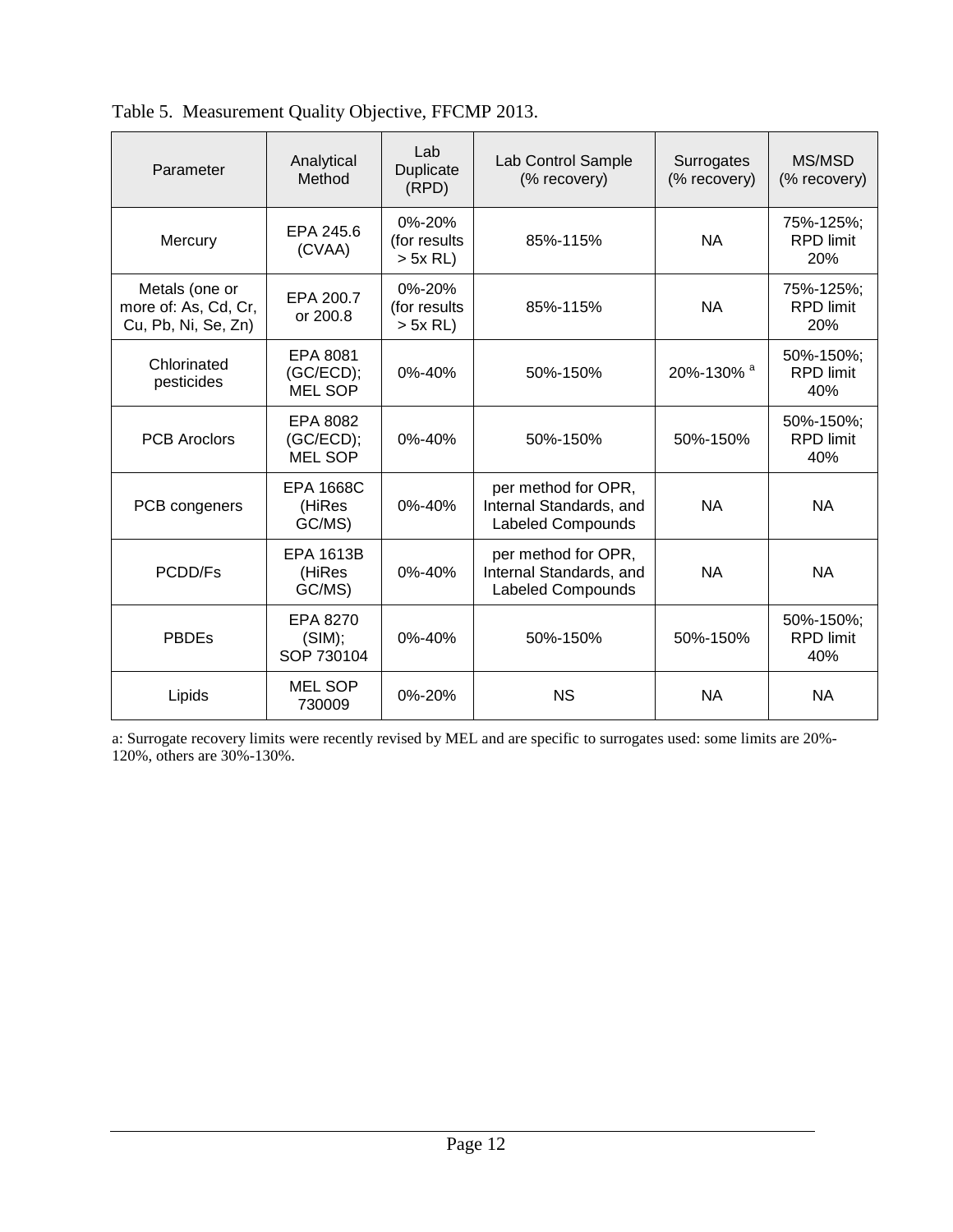Table 5. Measurement Quality Objective, FFCMP 2013.

| Parameter | Analytical Method | Lab Duplicate (RPD) | Lab Control Sample (% recovery) | Surrogates (% recovery) | MS/MSD (% recovery) |
|---|---|---|---|---|---|
| Mercury | EPA 245.6 (CVAA) | 0%-20% (for results > 5x RL) | 85%-115% | NA | 75%-125%; RPD limit 20% |
| Metals (one or more of: As, Cd, Cr, Cu, Pb, Ni, Se, Zn) | EPA 200.7 or 200.8 | 0%-20% (for results > 5x RL) | 85%-115% | NA | 75%-125%; RPD limit 20% |
| Chlorinated pesticides | EPA 8081 (GC/ECD); MEL SOP | 0%-40% | 50%-150% | 20%-130% [a] | 50%-150%; RPD limit 40% |
| PCB Aroclors | EPA 8082 (GC/ECD); MEL SOP | 0%-40% | 50%-150% | 50%-150% | 50%-150%; RPD limit 40% |
| PCB congeners | EPA 1668C (HiRes GC/MS) | 0%-40% | per method for OPR, Internal Standards, and Labeled Compounds | NA | NA |
| PCDD/Fs | EPA 1613B (HiRes GC/MS) | 0%-40% | per method for OPR, Internal Standards, and Labeled Compounds | NA | NA |
| PBDEs | EPA 8270 (SIM); SOP 730104 | 0%-40% | 50%-150% | 50%-150% | 50%-150%; RPD limit 40% |
| Lipids | MEL SOP 730009 | 0%-20% | NS | NA | NA |

a: Surrogate recovery limits were recently revised by MEL and are specific to surrogates used: some limits are 20%-120%, others are 30%-130%.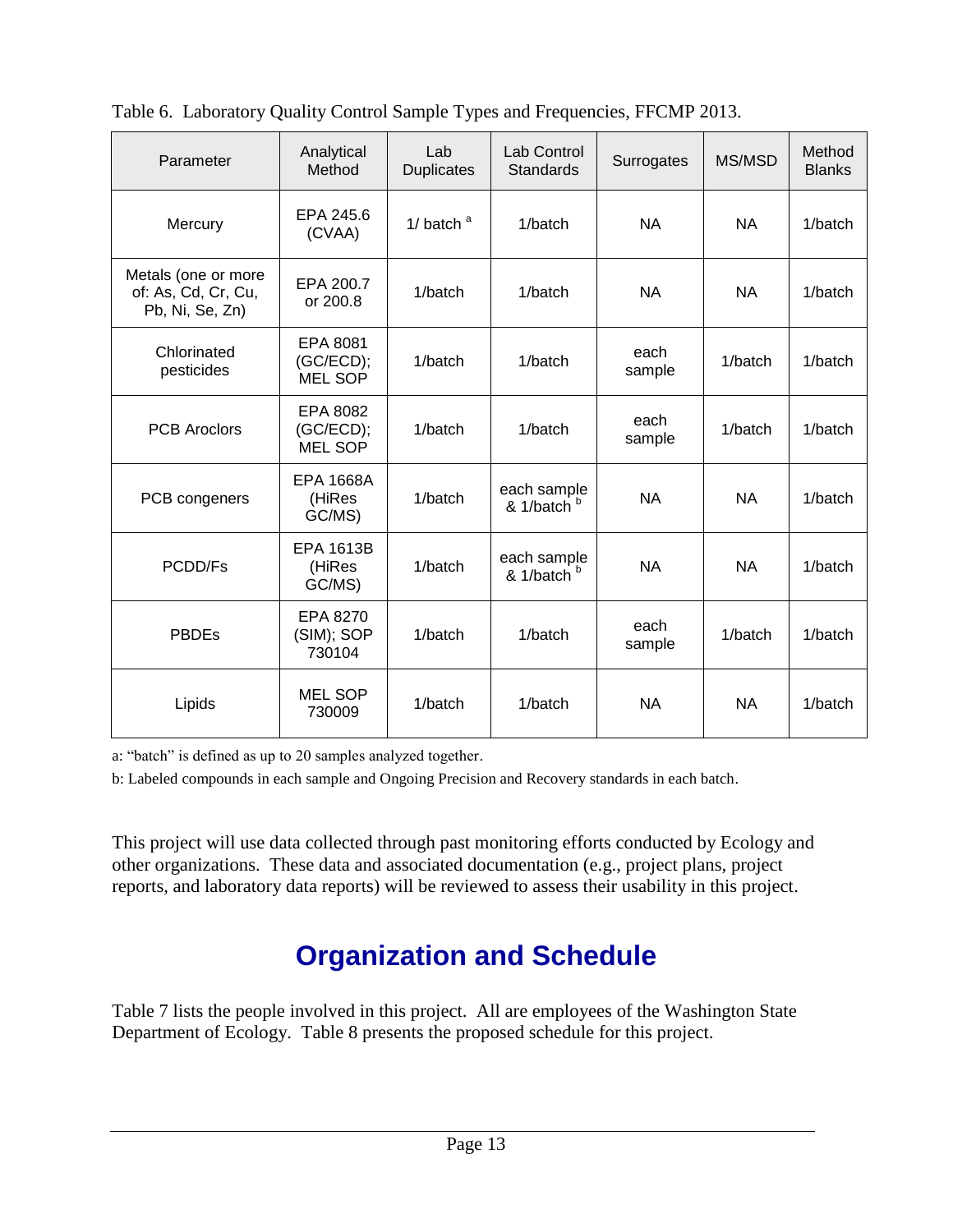Table 6. Laboratory Quality Control Sample Types and Frequencies, FFCMP 2013.

| Parameter | Analytical Method | Lab Duplicates | Lab Control Standards | Surrogates | MS/MSD | Method Blanks |
|---|---|---|---|---|---|---|
| Mercury | EPA 245.6 (CVAA) | 1/ batch [a] | 1/batch | NA | NA | 1/batch |
| Metals (one or more of: As, Cd, Cr, Cu, Pb, Ni, Se, Zn) | EPA 200.7 or 200.8 | 1/batch | 1/batch | NA | NA | 1/batch |
| Chlorinated pesticides | EPA 8081 (GC/ECD); MEL SOP | 1/batch | 1/batch | each sample | 1/batch | 1/batch |
| PCB Aroclors | EPA 8082 (GC/ECD); MEL SOP | 1/batch | 1/batch | each sample | 1/batch | 1/batch |
| PCB congeners | EPA 1668A (HiRes GC/MS) | 1/batch | each sample & 1/batch [b] | NA | NA | 1/batch |
| PCDD/Fs | EPA 1613B (HiRes GC/MS) | 1/batch | each sample & 1/batch [b] | NA | NA | 1/batch |
| PBDEs | EPA 8270 (SIM); SOP 730104 | 1/batch | 1/batch | each sample | 1/batch | 1/batch |
| Lipids | MEL SOP 730009 | 1/batch | 1/batch | NA | NA | 1/batch |

a: "batch" is defined as up to 20 samples analyzed together.

b: Labeled compounds in each sample and Ongoing Precision and Recovery standards in each batch.

This project will use data collected through past monitoring efforts conducted by Ecology and other organizations. These data and associated documentation (e.g., project plans, project reports, and laboratory data reports) will be reviewed to assess their usability in this project.

# Organization and Schedule

Table 7 lists the people involved in this project. All are employees of the Washington State Department of Ecology. Table 8 presents the proposed schedule for this project.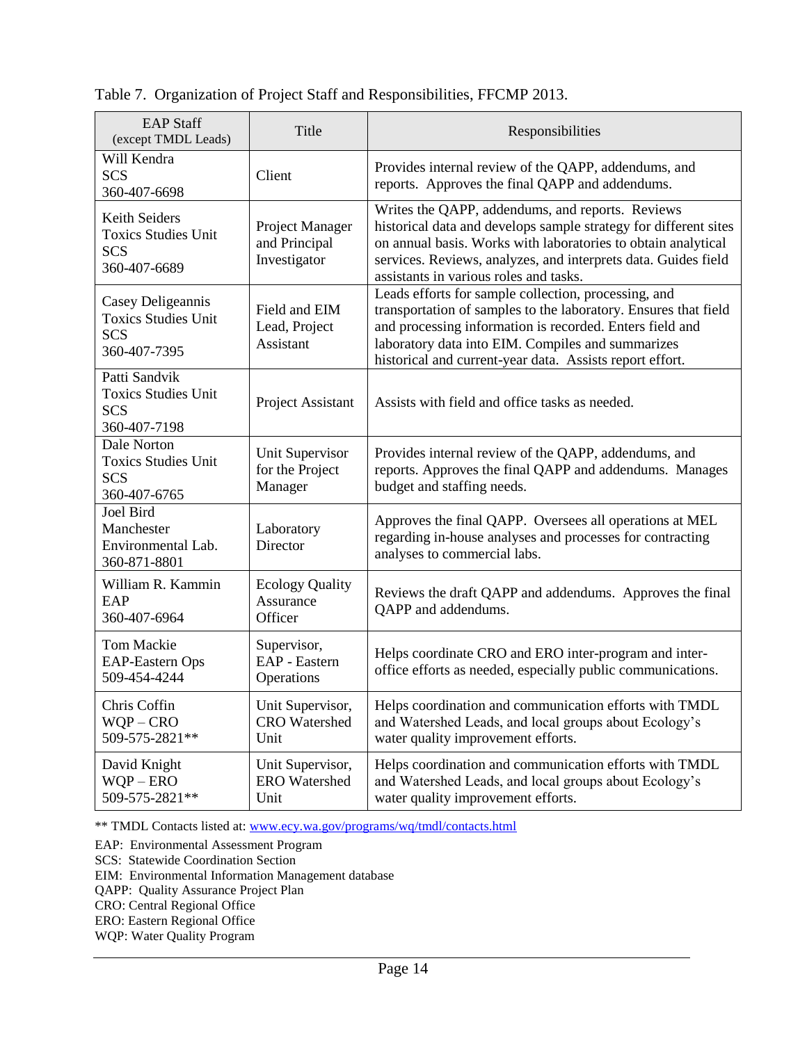Table 7. Organization of Project Staff and Responsibilities, FFCMP 2013.

| EAP Staff (except TMDL Leads) | Title | Responsibilities |
|---|---|---|
| Will Kendra<br>SCS<br>360-407-6698 | Client | Provides internal review of the QAPP, addendums, and reports. Approves the final QAPP and addendums. |
| Keith Seiders<br>Toxics Studies Unit<br>SCS<br>360-407-6689 | Project Manager and Principal Investigator | Writes the QAPP, addendums, and reports. Reviews historical data and develops sample strategy for different sites on annual basis. Works with laboratories to obtain analytical services. Reviews, analyzes, and interprets data. Guides field assistants in various roles and tasks. |
| Casey Deligeannis<br>Toxics Studies Unit<br>SCS<br>360-407-7395 | Field and EIM Lead, Project Assistant | Leads efforts for sample collection, processing, and transportation of samples to the laboratory. Ensures that field and processing information is recorded. Enters field and laboratory data into EIM. Compiles and summarizes historical and current-year data. Assists report effort. |
| Patti Sandvik<br>Toxics Studies Unit<br>SCS<br>360-407-7198 | Project Assistant | Assists with field and office tasks as needed. |
| Dale Norton<br>Toxics Studies Unit<br>SCS<br>360-407-6765 | Unit Supervisor for the Project Manager | Provides internal review of the QAPP, addendums, and reports. Approves the final QAPP and addendums. Manages budget and staffing needs. |
| Joel Bird<br>Manchester Environmental Lab.<br>360-871-8801 | Laboratory Director | Approves the final QAPP. Oversees all operations at MEL regarding in-house analyses and processes for contracting analyses to commercial labs. |
| William R. Kammin<br>EAP<br>360-407-6964 | Ecology Quality Assurance Officer | Reviews the draft QAPP and addendums. Approves the final QAPP and addendums. |
| Tom Mackie<br>EAP-Eastern Ops<br>509-454-4244 | Supervisor, EAP - Eastern Operations | Helps coordinate CRO and ERO inter-program and inter-office efforts as needed, especially public communications. |
| Chris Coffin<br>WQP – CRO<br>509-575-2821** | Unit Supervisor, CRO Watershed Unit | Helps coordination and communication efforts with TMDL and Watershed Leads, and local groups about Ecology's water quality improvement efforts. |
| David Knight<br>WQP – ERO<br>509-575-2821** | Unit Supervisor, ERO Watershed Unit | Helps coordination and communication efforts with TMDL and Watershed Leads, and local groups about Ecology's water quality improvement efforts. |

** TMDL Contacts listed at: www.ecy.wa.gov/programs/wq/tmdl/contacts.html

EAP: Environmental Assessment Program
SCS: Statewide Coordination Section
EIM: Environmental Information Management database
QAPP: Quality Assurance Project Plan
CRO: Central Regional Office
ERO: Eastern Regional Office
WQP: Water Quality Program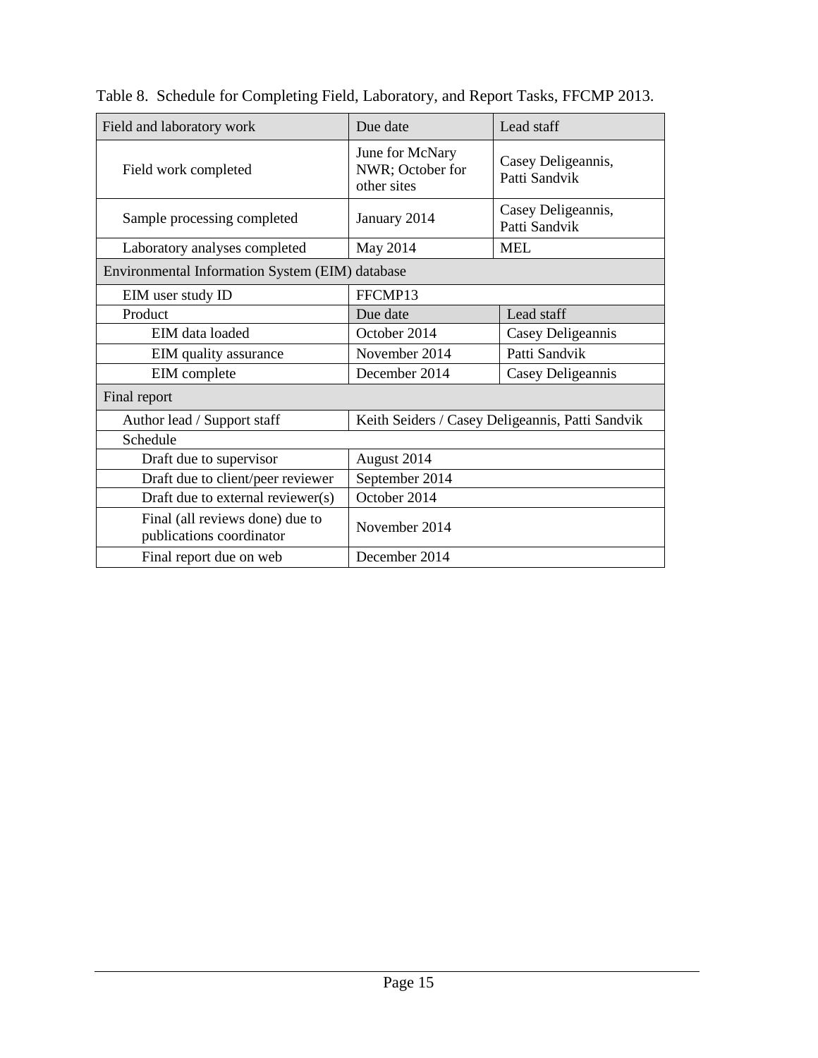Table 8. Schedule for Completing Field, Laboratory, and Report Tasks, FFCMP 2013.

| Field and laboratory work | Due date | Lead staff |
|---|---|---|
| Field work completed | June for McNary NWR; October for other sites | Casey Deligeannis, Patti Sandvik |
| Sample processing completed | January 2014 | Casey Deligeannis, Patti Sandvik |
| Laboratory analyses completed | May 2014 | MEL |
| Environmental Information System (EIM) database | | |
| EIM user study ID | FFCMP13 | |
| Product | Due date | Lead staff |
| EIM data loaded | October 2014 | Casey Deligeannis |
| EIM quality assurance | November 2014 | Patti Sandvik |
| EIM complete | December 2014 | Casey Deligeannis |
| Final report | | |
| Author lead / Support staff | Keith Seiders / Casey Deligeannis, Patti Sandvik | |
| Schedule | | |
| Draft due to supervisor | August 2014 | |
| Draft due to client/peer reviewer | September 2014 | |
| Draft due to external reviewer(s) | October 2014 | |
| Final (all reviews done) due to publications coordinator | November 2014 | |
| Final report due on web | December 2014 | |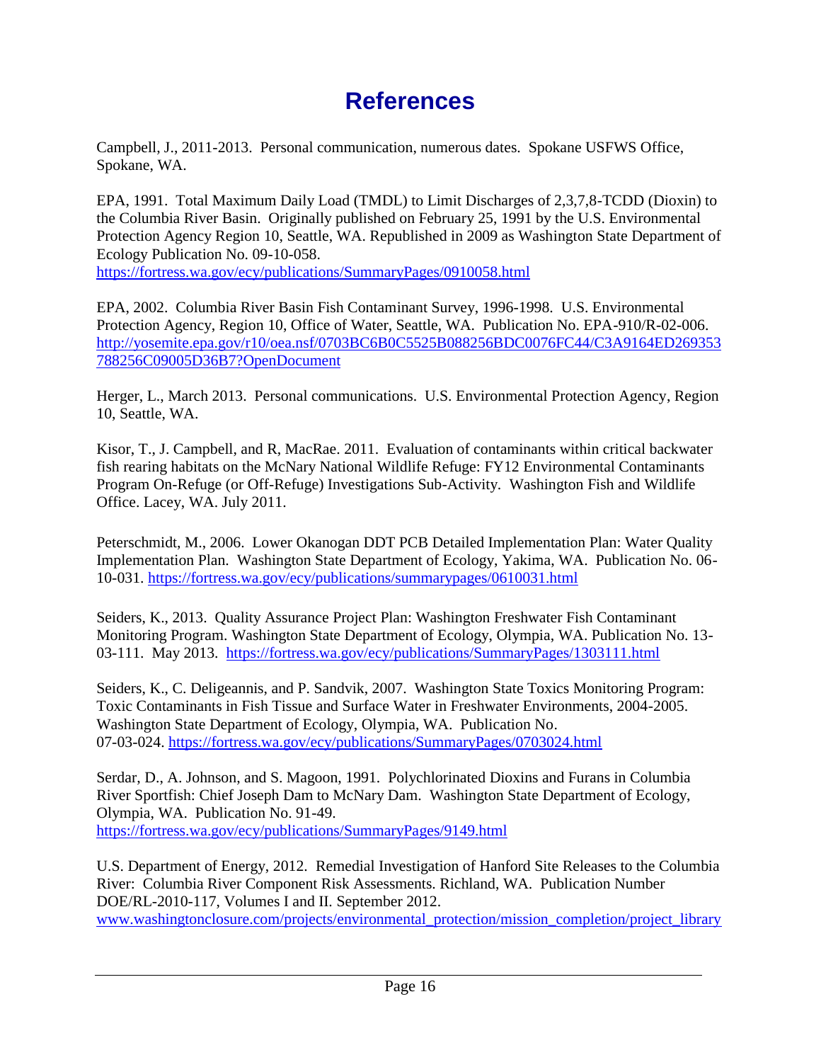# References

Campbell, J., 2011-2013. Personal communication, numerous dates. Spokane USFWS Office, Spokane, WA.

EPA, 1991. Total Maximum Daily Load (TMDL) to Limit Discharges of 2,3,7,8-TCDD (Dioxin) to the Columbia River Basin. Originally published on February 25, 1991 by the U.S. Environmental Protection Agency Region 10, Seattle, WA. Republished in 2009 as Washington State Department of Ecology Publication No. 09-10-058.
https://fortress.wa.gov/ecy/publications/SummaryPages/0910058.html

EPA, 2002. Columbia River Basin Fish Contaminant Survey, 1996-1998. U.S. Environmental Protection Agency, Region 10, Office of Water, Seattle, WA. Publication No. EPA-910/R-02-006.
http://yosemite.epa.gov/r10/oea.nsf/0703BC6B0C5525B088256BDC0076FC44/C3A9164ED269353788256C09005D36B7?OpenDocument

Herger, L., March 2013. Personal communications. U.S. Environmental Protection Agency, Region 10, Seattle, WA.

Kisor, T., J. Campbell, and R, MacRae. 2011. Evaluation of contaminants within critical backwater fish rearing habitats on the McNary National Wildlife Refuge: FY12 Environmental Contaminants Program On-Refuge (or Off-Refuge) Investigations Sub-Activity. Washington Fish and Wildlife Office. Lacey, WA. July 2011.

Peterschmidt, M., 2006. Lower Okanogan DDT PCB Detailed Implementation Plan: Water Quality Implementation Plan. Washington State Department of Ecology, Yakima, WA. Publication No. 06-10-031. https://fortress.wa.gov/ecy/publications/summarypages/0610031.html

Seiders, K., 2013. Quality Assurance Project Plan: Washington Freshwater Fish Contaminant Monitoring Program. Washington State Department of Ecology, Olympia, WA. Publication No. 13-03-111. May 2013. https://fortress.wa.gov/ecy/publications/SummaryPages/1303111.html

Seiders, K., C. Deligeannis, and P. Sandvik, 2007. Washington State Toxics Monitoring Program: Toxic Contaminants in Fish Tissue and Surface Water in Freshwater Environments, 2004-2005. Washington State Department of Ecology, Olympia, WA. Publication No. 07-03-024. https://fortress.wa.gov/ecy/publications/SummaryPages/0703024.html

Serdar, D., A. Johnson, and S. Magoon, 1991. Polychlorinated Dioxins and Furans in Columbia River Sportfish: Chief Joseph Dam to McNary Dam. Washington State Department of Ecology, Olympia, WA. Publication No. 91-49.
https://fortress.wa.gov/ecy/publications/SummaryPages/9149.html

U.S. Department of Energy, 2012. Remedial Investigation of Hanford Site Releases to the Columbia River: Columbia River Component Risk Assessments. Richland, WA. Publication Number DOE/RL-2010-117, Volumes I and II. September 2012.
www.washingtonclosure.com/projects/environmental_protection/mission_completion/project_library